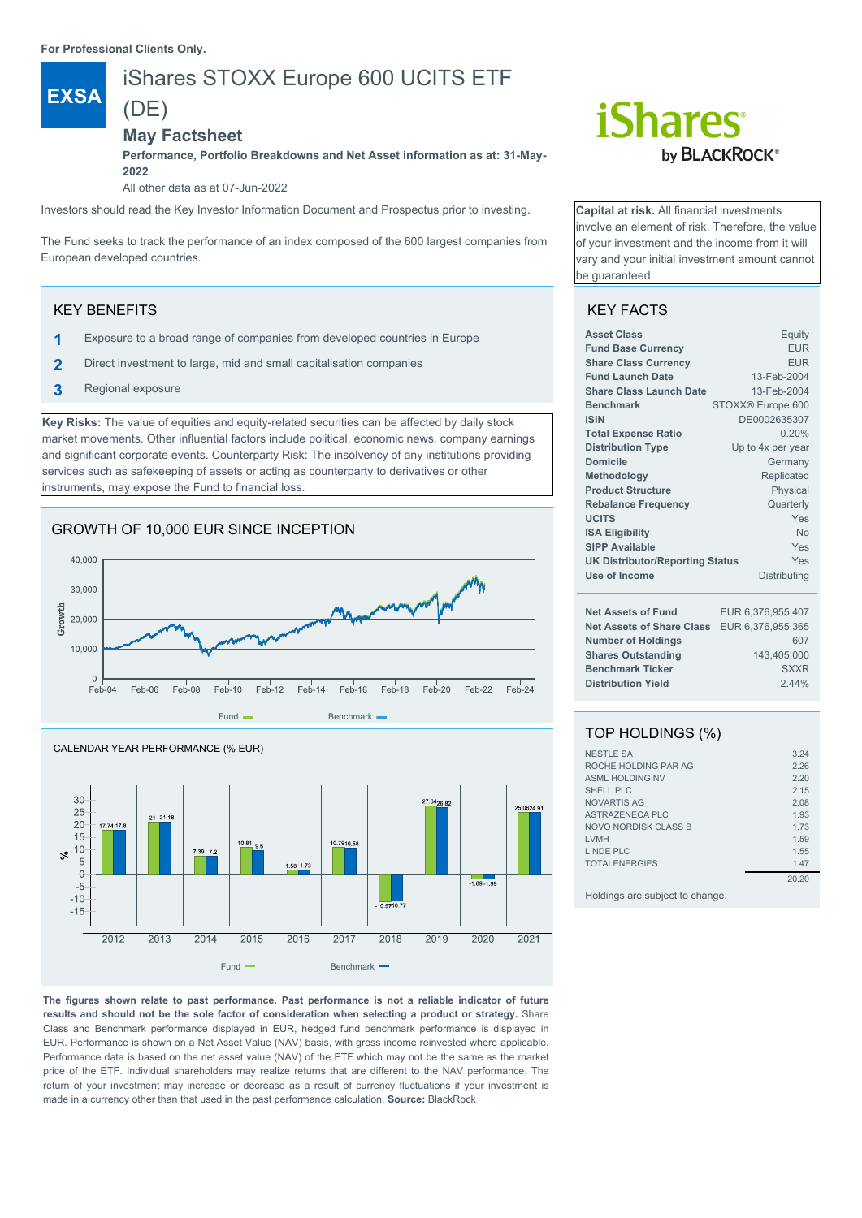For Professional Clients Only.

**EXSA**

# iShares STOXX Europe 600 UCITS ETF (DE)

## May Factsheet

**Performance, Portfolio Breakdowns and Net Asset information as at: 31-May-2022**

All other data as at 07-Jun-2022

Investors should read the Key Investor Information Document and Prospectus prior to investing.

The Fund seeks to track the performance of an index composed of the 600 largest companies from European developed countries.

**Capital at risk.** All financial investments involve an element of risk. Therefore, the value of your investment and the income from it will vary and your initial investment amount cannot be guaranteed.

## KEY BENEFITS

1. Exposure to a broad range of companies from developed countries in Europe
2. Direct investment to large, mid and small capitalisation companies
3. Regional exposure

**Key Risks:** The value of equities and equity-related securities can be affected by daily stock market movements. Other influential factors include political, economic news, company earnings and significant corporate events. Counterparty Risk: The insolvency of any institutions providing services such as safekeeping of assets or acting as counterparty to derivatives or other instruments, may expose the Fund to financial loss.

## GROWTH OF 10,000 EUR SINCE INCEPTION

Fund — Benchmark —

## CALENDAR YEAR PERFORMANCE (% EUR)

| | 2012 | 2013 | 2014 | 2015 | 2016 | 2017 | 2018 | 2019 | 2020 | 2021 |
|---|---|---|---|---|---|---|---|---|---|---|
| Fund | 17.74 | 21 | 7.39 | 10.81 | 1.58 | 10.79 | -10.97 | 27.64 | -1.89 | 25.06 |
| Benchmark | 17.6 | 21.18 | 7.2 | 9.6 | 1.73 | 10.58 | -10.77 | 26.82 | -1.99 | 24.91 |

**The figures shown relate to past performance. Past performance is not a reliable indicator of future results and should not be the sole factor of consideration when selecting a product or strategy.** Share Class and Benchmark performance displayed in EUR, hedged fund benchmark performance is displayed in EUR. Performance is shown on a Net Asset Value (NAV) basis, with gross income reinvested where applicable. Performance data is based on the net asset value (NAV) of the ETF which may not be the same as the market price of the ETF. Individual shareholders may realize returns that are different to the NAV performance. The return of your investment may increase or decrease as a result of currency fluctuations if your investment is made in a currency other than that used in the past performance calculation. **Source:** BlackRock

## KEY FACTS

| | |
|---|---|
| **Asset Class** | Equity |
| **Fund Base Currency** | EUR |
| **Share Class Currency** | EUR |
| **Fund Launch Date** | 13-Feb-2004 |
| **Share Class Launch Date** | 13-Feb-2004 |
| **Benchmark** | STOXX® Europe 600 |
| **ISIN** | DE0002635307 |
| **Total Expense Ratio** | 0.20% |
| **Distribution Type** | Up to 4x per year |
| **Domicile** | Germany |
| **Methodology** | Replicated |
| **Product Structure** | Physical |
| **Rebalance Frequency** | Quarterly |
| **UCITS** | Yes |
| **ISA Eligibility** | No |
| **SIPP Available** | Yes |
| **UK Distributor/Reporting Status** | Yes |
| **Use of Income** | Distributing |

| | |
|---|---|
| **Net Assets of Fund** | EUR 6,376,955,407 |
| **Net Assets of Share Class** | EUR 6,376,955,365 |
| **Number of Holdings** | 607 |
| **Shares Outstanding** | 143,405,000 |
| **Benchmark Ticker** | SXXR |
| **Distribution Yield** | 2.44% |

## TOP HOLDINGS (%)

| | |
|---|---|
| NESTLE SA | 3.24 |
| ROCHE HOLDING PAR AG | 2.26 |
| ASML HOLDING NV | 2.20 |
| SHELL PLC | 2.15 |
| NOVARTIS AG | 2.08 |
| ASTRAZENECA PLC | 1.93 |
| NOVO NORDISK CLASS B | 1.73 |
| LVMH | 1.59 |
| LINDE PLC | 1.55 |
| TOTALENERGIES | 1.47 |
| | 20.20 |

Holdings are subject to change.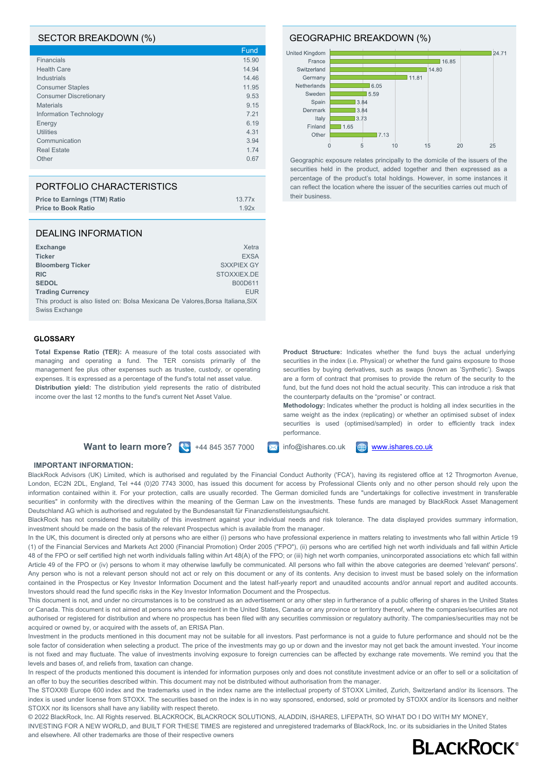## SECTOR BREAKDOWN (%)

| | Fund |
|---|---|
| Financials | 15.90 |
| Health Care | 14.94 |
| Industrials | 14.46 |
| Consumer Staples | 11.95 |
| Consumer Discretionary | 9.53 |
| Materials | 9.15 |
| Information Technology | 7.21 |
| Energy | 6.19 |
| Utilities | 4.31 |
| Communication | 3.94 |
| Real Estate | 1.74 |
| Other | 0.67 |

## GEOGRAPHIC BREAKDOWN (%)

| Country | % |
|---|---|
| United Kingdom | 24.71 |
| France | 16.85 |
| Switzerland | 14.80 |
| Germany | 11.81 |
| Netherlands | 6.05 |
| Sweden | 5.59 |
| Spain | 3.84 |
| Denmark | 3.84 |
| Italy | 3.73 |
| Finland | 1.65 |
| Other | 7.13 |

Geographic exposure relates principally to the domicile of the issuers of the securities held in the product, added together and then expressed as a percentage of the product's total holdings. However, in some instances it can reflect the location where the issuer of the securities carries out much of their business.

## PORTFOLIO CHARACTERISTICS

| | |
|---|---|
| **Price to Earnings (TTM) Ratio** | 13.77x |
| **Price to Book Ratio** | 1.92x |

## DEALING INFORMATION

| | |
|---|---|
| **Exchange** | Xetra |
| **Ticker** | EXSA |
| **Bloomberg Ticker** | SXXPIEX GY |
| **RIC** | STOXXIEX.DE |
| **SEDOL** | B00D611 |
| **Trading Currency** | EUR |

This product is also listed on: Bolsa Mexicana De Valores,Borsa Italiana,SIX Swiss Exchange

### GLOSSARY

**Total Expense Ratio (TER):** A measure of the total costs associated with managing and operating a fund. The TER consists primarily of the management fee plus other expenses such as trustee, custody, or operating expenses. It is expressed as a percentage of the fund's total net asset value.

**Distribution yield:** The distribution yield represents the ratio of distributed income over the last 12 months to the fund's current Net Asset Value.

**Product Structure:** Indicates whether the fund buys the actual underlying securities in the index (i.e. Physical) or whether the fund gains exposure to those securities by buying derivatives, such as swaps (known as 'Synthetic'). Swaps are a form of contract that promises to provide the return of the security to the fund, but the fund does not hold the actual security. This can introduce a risk that the counterparty defaults on the "promise" or contract.

**Methodology:** Indicates whether the product is holding all index securities in the same weight as the index (replicating) or whether an optimised subset of index securities is used (optimised/sampled) in order to efficiently track index performance.

**Want to learn more?** +44 845 357 7000 info@ishares.co.uk www.ishares.co.uk

### IMPORTANT INFORMATION:

BlackRock Advisors (UK) Limited, which is authorised and regulated by the Financial Conduct Authority ('FCA'), having its registered office at 12 Throgmorton Avenue, London, EC2N 2DL, England, Tel +44 (0)20 7743 3000, has issued this document for access by Professional Clients only and no other person should rely upon the information contained within it. For your protection, calls are usually recorded. The German domiciled funds are "undertakings for collective investment in transferable securities" in conformity with the directives within the meaning of the German Law on the investments. These funds are managed by BlackRock Asset Management Deutschland AG which is authorised and regulated by the Bundesanstalt für Finanzdienstleistungsaufsicht.

BlackRock has not considered the suitability of this investment against your individual needs and risk tolerance. The data displayed provides summary information, investment should be made on the basis of the relevant Prospectus which is available from the manager.

In the UK, this document is directed only at persons who are either (i) persons who have professional experience in matters relating to investments who fall within Article 19 (1) of the Financial Services and Markets Act 2000 (Financial Promotion) Order 2005 ("FPO"), (ii) persons who are certified high net worth individuals and fall within Article 48 of the FPO or self certified high net worth individuals falling within Art 48(A) of the FPO; or (iii) high net worth companies, unincorporated associations etc which fall within Article 49 of the FPO or (iv) persons to whom it may otherwise lawfully be communicated. All persons who fall within the above categories are deemed 'relevant' persons'. Any person who is not a relevant person should not act or rely on this document or any of its contents. Any decision to invest must be based solely on the information contained in the Prospectus or Key Investor Information Document and the latest half-yearly report and unaudited accounts and/or annual report and audited accounts. Investors should read the fund specific risks in the Key Investor Information Document and the Prospectus.

This document is not, and under no circumstances is to be construed as an advertisement or any other step in furtherance of a public offering of shares in the United States or Canada. This document is not aimed at persons who are resident in the United States, Canada or any province or territory thereof, where the companies/securities are not authorised or registered for distribution and where no prospectus has been filed with any securities commission or regulatory authority. The companies/securities may not be acquired or owned by, or acquired with the assets of, an ERISA Plan.

Investment in the products mentioned in this document may not be suitable for all investors. Past performance is not a guide to future performance and should not be the sole factor of consideration when selecting a product. The price of the investments may go up or down and the investor may not get back the amount invested. Your income is not fixed and may fluctuate. The value of investments involving exposure to foreign currencies can be affected by exchange rate movements. We remind you that the levels and bases of, and reliefs from, taxation can change.

In respect of the products mentioned this document is intended for information purposes only and does not constitute investment advice or an offer to sell or a solicitation of an offer to buy the securities described within. This document may not be distributed without authorisation from the manager.

The STOXX® Europe 600 index and the trademarks used in the index name are the intellectual property of STOXX Limited, Zurich, Switzerland and/or its licensors. The index is used under license from STOXX. The securities based on the index is in no way sponsored, endorsed, sold or promoted by STOXX and/or its licensors and neither STOXX nor its licensors shall have any liability with respect thereto.

© 2022 BlackRock, Inc. All Rights reserved. BLACKROCK, BLACKROCK SOLUTIONS, ALADDIN, iSHARES, LIFEPATH, SO WHAT DO I DO WITH MY MONEY, INVESTING FOR A NEW WORLD, and BUILT FOR THESE TIMES are registered and unregistered trademarks of BlackRock, Inc. or its subsidiaries in the United States and elsewhere. All other trademarks are those of their respective owners

BLACKROCK®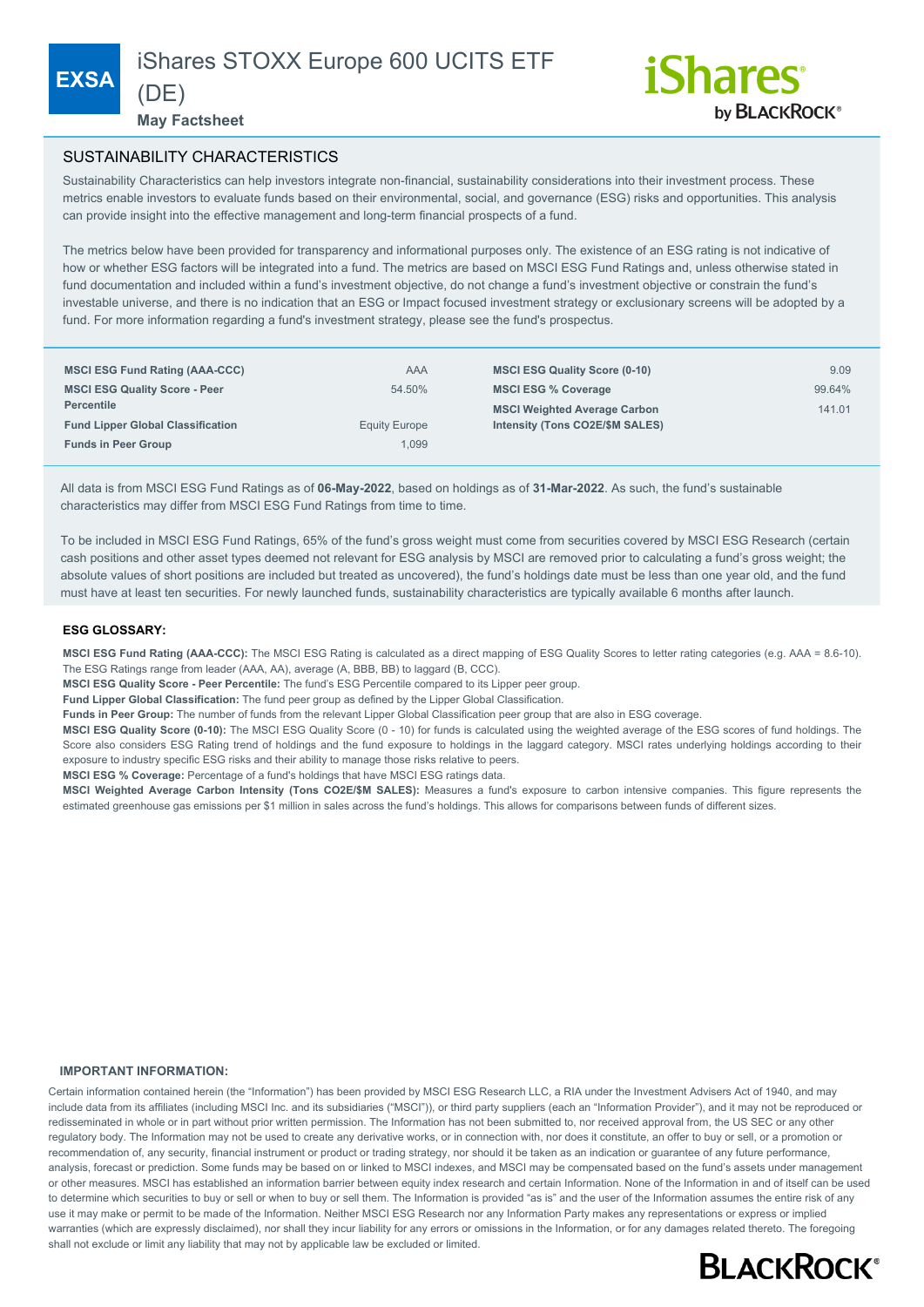## SUSTAINABILITY CHARACTERISTICS

Sustainability Characteristics can help investors integrate non-financial, sustainability considerations into their investment process. These metrics enable investors to evaluate funds based on their environmental, social, and governance (ESG) risks and opportunities. This analysis can provide insight into the effective management and long-term financial prospects of a fund.

The metrics below have been provided for transparency and informational purposes only. The existence of an ESG rating is not indicative of how or whether ESG factors will be integrated into a fund. The metrics are based on MSCI ESG Fund Ratings and, unless otherwise stated in fund documentation and included within a fund's investment objective, do not change a fund's investment objective or constrain the fund's investable universe, and there is no indication that an ESG or Impact focused investment strategy or exclusionary screens will be adopted by a fund. For more information regarding a fund's investment strategy, please see the fund's prospectus.

| | | | |
|---|---|---|---|
| **MSCI ESG Fund Rating (AAA-CCC)** | AAA | **MSCI ESG Quality Score (0-10)** | 9.09 |
| **MSCI ESG Quality Score - Peer Percentile** | 54.50% | **MSCI ESG % Coverage** | 99.64% |
| **Fund Lipper Global Classification** | Equity Europe | **MSCI Weighted Average Carbon Intensity (Tons CO2E/$M SALES)** | 141.01 |
| **Funds in Peer Group** | 1,099 | | |

All data is from MSCI ESG Fund Ratings as of **06-May-2022**, based on holdings as of **31-Mar-2022**. As such, the fund's sustainable characteristics may differ from MSCI ESG Fund Ratings from time to time.

To be included in MSCI ESG Fund Ratings, 65% of the fund's gross weight must come from securities covered by MSCI ESG Research (certain cash positions and other asset types deemed not relevant for ESG analysis by MSCI are removed prior to calculating a fund's gross weight; the absolute values of short positions are included but treated as uncovered), the fund's holdings date must be less than one year old, and the fund must have at least ten securities. For newly launched funds, sustainability characteristics are typically available 6 months after launch.

### ESG GLOSSARY:

**MSCI ESG Fund Rating (AAA-CCC):** The MSCI ESG Rating is calculated as a direct mapping of ESG Quality Scores to letter rating categories (e.g. AAA = 8.6-10). The ESG Ratings range from leader (AAA, AA), average (A, BBB, BB) to laggard (B, CCC).

**MSCI ESG Quality Score - Peer Percentile:** The fund's ESG Percentile compared to its Lipper peer group.

**Fund Lipper Global Classification:** The fund peer group as defined by the Lipper Global Classification.

**Funds in Peer Group:** The number of funds from the relevant Lipper Global Classification peer group that are also in ESG coverage.

**MSCI ESG Quality Score (0-10):** The MSCI ESG Quality Score (0 - 10) for funds is calculated using the weighted average of the ESG scores of fund holdings. The Score also considers ESG Rating trend of holdings and the fund exposure to holdings in the laggard category. MSCI rates underlying holdings according to their exposure to industry specific ESG risks and their ability to manage those risks relative to peers.

**MSCI ESG % Coverage:** Percentage of a fund's holdings that have MSCI ESG ratings data.

**MSCI Weighted Average Carbon Intensity (Tons CO2E/$M SALES):** Measures a fund's exposure to carbon intensive companies. This figure represents the estimated greenhouse gas emissions per $1 million in sales across the fund's holdings. This allows for comparisons between funds of different sizes.

### IMPORTANT INFORMATION:

Certain information contained herein (the "Information") has been provided by MSCI ESG Research LLC, a RIA under the Investment Advisers Act of 1940, and may include data from its affiliates (including MSCI Inc. and its subsidiaries ("MSCI")), or third party suppliers (each an "Information Provider"), and it may not be reproduced or redisseminated in whole or in part without prior written permission. The Information has not been submitted to, nor received approval from, the US SEC or any other regulatory body. The Information may not be used to create any derivative works, or in connection with, nor does it constitute, an offer to buy or sell, or a promotion or recommendation of, any security, financial instrument or product or trading strategy, nor should it be taken as an indication or guarantee of any future performance, analysis, forecast or prediction. Some funds may be based on or linked to MSCI indexes, and MSCI may be compensated based on the fund's assets under management or other measures. MSCI has established an information barrier between equity index research and certain Information. None of the Information in and of itself can be used to determine which securities to buy or sell or when to buy or sell them. The Information is provided "as is" and the user of the Information assumes the entire risk of any use it may make or permit to be made of the Information. Neither MSCI ESG Research nor any Information Party makes any representations or express or implied warranties (which are expressly disclaimed), nor shall they incur liability for any errors or omissions in the Information, or for any damages related thereto. The foregoing shall not exclude or limit any liability that may not by applicable law be excluded or limited.